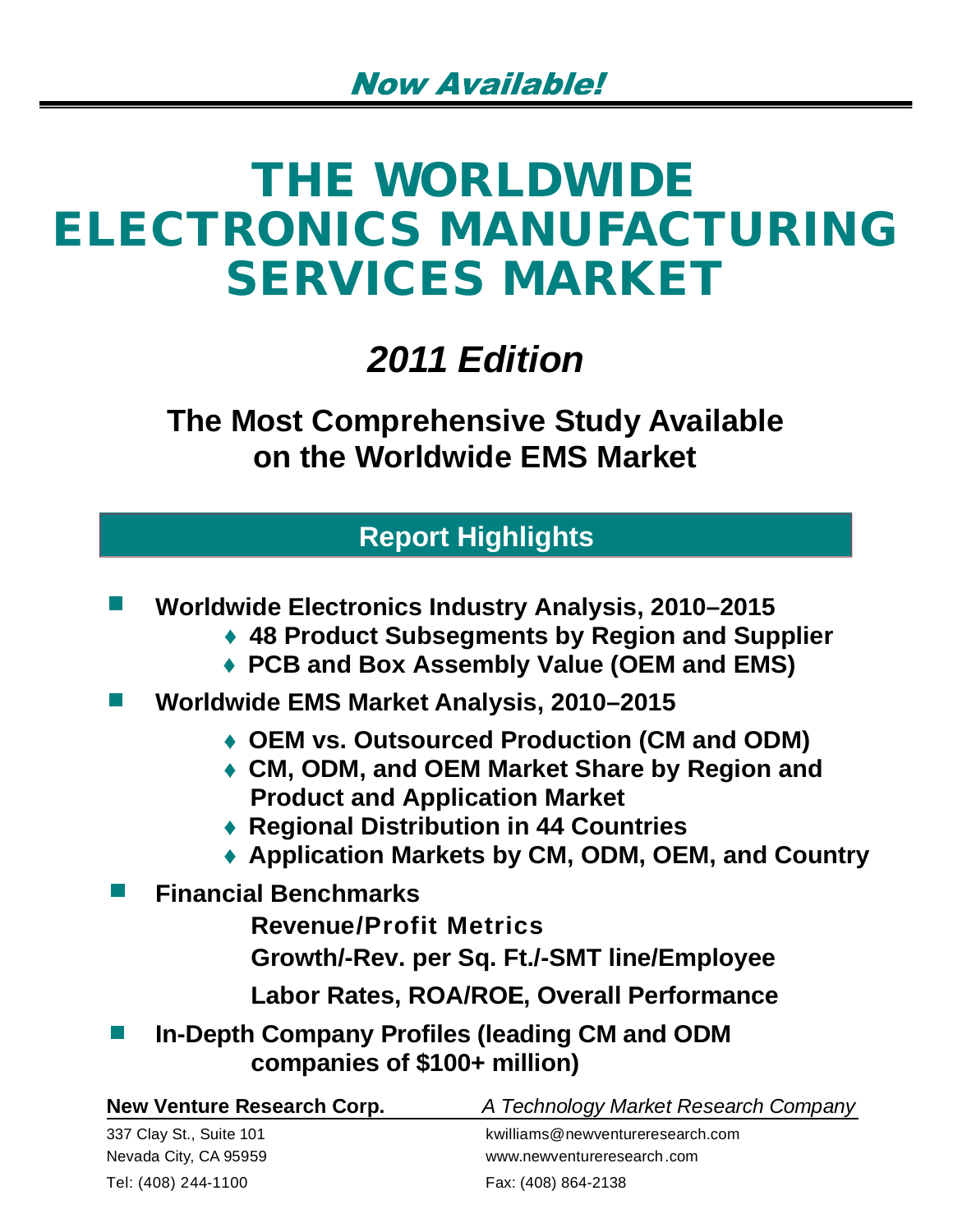*Now Available!*

# THE WORLDWIDE ELECTRONICS MANUFACTURING SERVICES MARKET

## *2011 Edition*

### The Most Comprehensive Study Available on the Worldwide EMS Market

## Report Highlights

- **Worldwide Electronics Industry Analysis, 2010–2015**
  - ♦ **48 Product Subsegments by Region and Supplier**
  - ♦ **PCB and Box Assembly Value (OEM and EMS)**
- **Worldwide EMS Market Analysis, 2010–2015**
  - ♦ **OEM vs. Outsourced Production (CM and ODM)**
  - ♦ **CM, ODM, and OEM Market Share by Region and Product and Application Market**
  - ♦ **Regional Distribution in 44 Countries**
  - ♦ **Application Markets by CM, ODM, OEM, and Country**
- **Financial Benchmarks**
  - **Revenue/Profit Metrics**
  - **Growth/-Rev. per Sq. Ft./-SMT line/Employee**
  - **Labor Rates, ROA/ROE, Overall Performance**
- **In-Depth Company Profiles (leading CM and ODM companies of $100+ million)**

**New Venture Research Corp.** *A Technology Market Research Company*

337 Clay St., Suite 101
Nevada City, CA 95959
Tel: (408) 244-1100

kwilliams@newventureresearch.com
www.newventureresearch.com
Fax: (408) 864-2138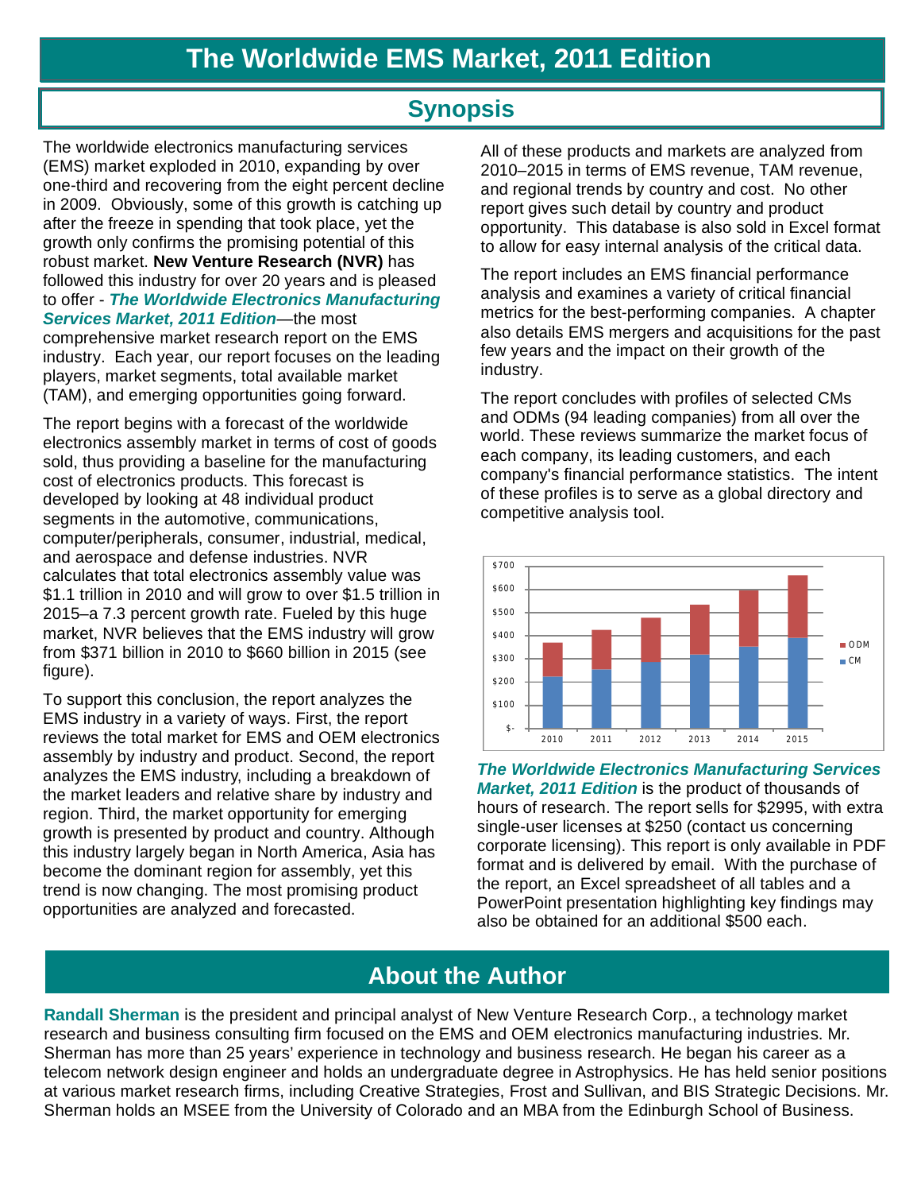# The Worldwide EMS Market, 2011 Edition

## Synopsis

The worldwide electronics manufacturing services (EMS) market exploded in 2010, expanding by over one-third and recovering from the eight percent decline in 2009. Obviously, some of this growth is catching up after the freeze in spending that took place, yet the growth only confirms the promising potential of this robust market. **New Venture Research (NVR)** has followed this industry for over 20 years and is pleased to offer - ***The Worldwide Electronics Manufacturing Services Market, 2011 Edition***—the most comprehensive market research report on the EMS industry. Each year, our report focuses on the leading players, market segments, total available market (TAM), and emerging opportunities going forward.

The report begins with a forecast of the worldwide electronics assembly market in terms of cost of goods sold, thus providing a baseline for the manufacturing cost of electronics products. This forecast is developed by looking at 48 individual product segments in the automotive, communications, computer/peripherals, consumer, industrial, medical, and aerospace and defense industries. NVR calculates that total electronics assembly value was $1.1 trillion in 2010 and will grow to over $1.5 trillion in 2015–a 7.3 percent growth rate. Fueled by this huge market, NVR believes that the EMS industry will grow from $371 billion in 2010 to $660 billion in 2015 (see figure).

To support this conclusion, the report analyzes the EMS industry in a variety of ways. First, the report reviews the total market for EMS and OEM electronics assembly by industry and product. Second, the report analyzes the EMS industry, including a breakdown of the market leaders and relative share by industry and region. Third, the market opportunity for emerging growth is presented by product and country. Although this industry largely began in North America, Asia has become the dominant region for assembly, yet this trend is now changing. The most promising product opportunities are analyzed and forecasted.

All of these products and markets are analyzed from 2010–2015 in terms of EMS revenue, TAM revenue, and regional trends by country and cost. No other report gives such detail by country and product opportunity. This database is also sold in Excel format to allow for easy internal analysis of the critical data.

The report includes an EMS financial performance analysis and examines a variety of critical financial metrics for the best-performing companies. A chapter also details EMS mergers and acquisitions for the past few years and the impact on their growth of the industry.

The report concludes with profiles of selected CMs and ODMs (94 leading companies) from all over the world. These reviews summarize the market focus of each company, its leading customers, and each company's financial performance statistics. The intent of these profiles is to serve as a global directory and competitive analysis tool.

***The Worldwide Electronics Manufacturing Services Market, 2011 Edition*** is the product of thousands of hours of research. The report sells for $2995, with extra single-user licenses at $250 (contact us concerning corporate licensing). This report is only available in PDF format and is delivered by email. With the purchase of the report, an Excel spreadsheet of all tables and a PowerPoint presentation highlighting key findings may also be obtained for an additional $500 each.

## About the Author

**Randall Sherman** is the president and principal analyst of New Venture Research Corp., a technology market research and business consulting firm focused on the EMS and OEM electronics manufacturing industries. Mr. Sherman has more than 25 years' experience in technology and business research. He began his career as a telecom network design engineer and holds an undergraduate degree in Astrophysics. He has held senior positions at various market research firms, including Creative Strategies, Frost and Sullivan, and BIS Strategic Decisions. Mr. Sherman holds an MSEE from the University of Colorado and an MBA from the Edinburgh School of Business.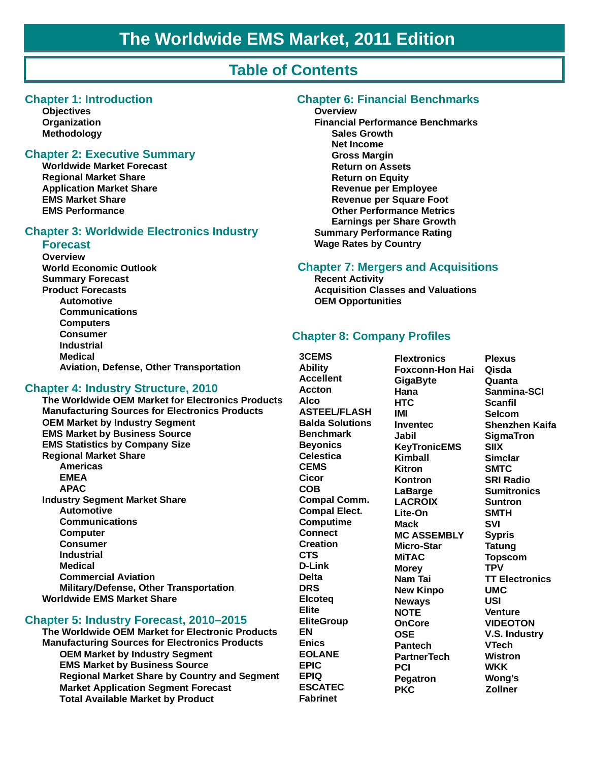# The Worldwide EMS Market, 2011 Edition

## Table of Contents

### Chapter 1: Introduction

- Objectives
- Organization
- Methodology

### Chapter 2: Executive Summary

- Worldwide Market Forecast
- Regional Market Share
- Application Market Share
- EMS Market Share
- EMS Performance

### Chapter 3: Worldwide Electronics Industry Forecast

- Overview
- World Economic Outlook
- Summary Forecast
- Product Forecasts
  - Automotive
  - Communications
  - Computers
  - Consumer
  - Industrial
  - Medical
  - Aviation, Defense, Other Transportation

### Chapter 4: Industry Structure, 2010

- The Worldwide OEM Market for Electronics Products
- Manufacturing Sources for Electronics Products
- OEM Market by Industry Segment
- EMS Market by Business Source
- EMS Statistics by Company Size
- Regional Market Share
  - Americas
  - EMEA
  - APAC
- Industry Segment Market Share
  - Automotive
  - Communications
  - Computer
  - Consumer
  - Industrial
  - Medical
  - Commercial Aviation
  - Military/Defense, Other Transportation
- Worldwide EMS Market Share

### Chapter 5: Industry Forecast, 2010–2015

- The Worldwide OEM Market for Electronic Products
- Manufacturing Sources for Electronics Products
  - OEM Market by Industry Segment
  - EMS Market by Business Source
  - Regional Market Share by Country and Segment
  - Market Application Segment Forecast
  - Total Available Market by Product

### Chapter 6: Financial Benchmarks

- Overview
- Financial Performance Benchmarks
  - Sales Growth
  - Net Income
  - Gross Margin
  - Return on Assets
  - Return on Equity
  - Revenue per Employee
  - Revenue per Square Foot
  - Other Performance Metrics
  - Earnings per Share Growth
- Summary Performance Rating
- Wage Rates by Country

### Chapter 7: Mergers and Acquisitions

- Recent Activity
- Acquisition Classes and Valuations
- OEM Opportunities

### Chapter 8: Company Profiles

- 3CEMS
- Ability
- Accellent
- Accton
- Alco
- ASTEEL/FLASH
- Balda Solutions
- Benchmark
- Beyonics
- Celestica
- CEMS
- Cicor
- COB
- Compal Comm.
- Compal Elect.
- Computime
- Connect
- Creation
- CTS
- D-Link
- Delta
- DRS
- Elcoteq
- Elite
- EliteGroup
- EN
- Enics
- EOLANE
- EPIC
- EPIQ
- ESCATEC
- Fabrinet
- Flextronics
- Foxconn-Hon Hai
- GigaByte
- Hana
- HTC
- IMI
- Inventec
- Jabil
- KeyTronicEMS
- Kimball
- Kitron
- Kontron
- LaBarge
- LACROIX
- Lite-On
- Mack
- MC ASSEMBLY
- Micro-Star
- MiTAC
- Morey
- Nam Tai
- New Kinpo
- Neways
- NOTE
- OnCore
- OSE
- Pantech
- PartnerTech
- PCI
- Pegatron
- PKC
- Plexus
- Qisda
- Quanta
- Sanmina-SCI
- Scanfil
- Selcom
- Shenzhen Kaifa
- SigmaTron
- SIIX
- Simclar
- SMTC
- SRI Radio
- Sumitronics
- Suntron
- SMTH
- SVI
- Sypris
- Tatung
- Topscom
- TPV
- TT Electronics
- UMC
- USI
- Venture
- VIDEOTON
- V.S. Industry
- VTech
- Wistron
- WKK
- Wong's
- Zollner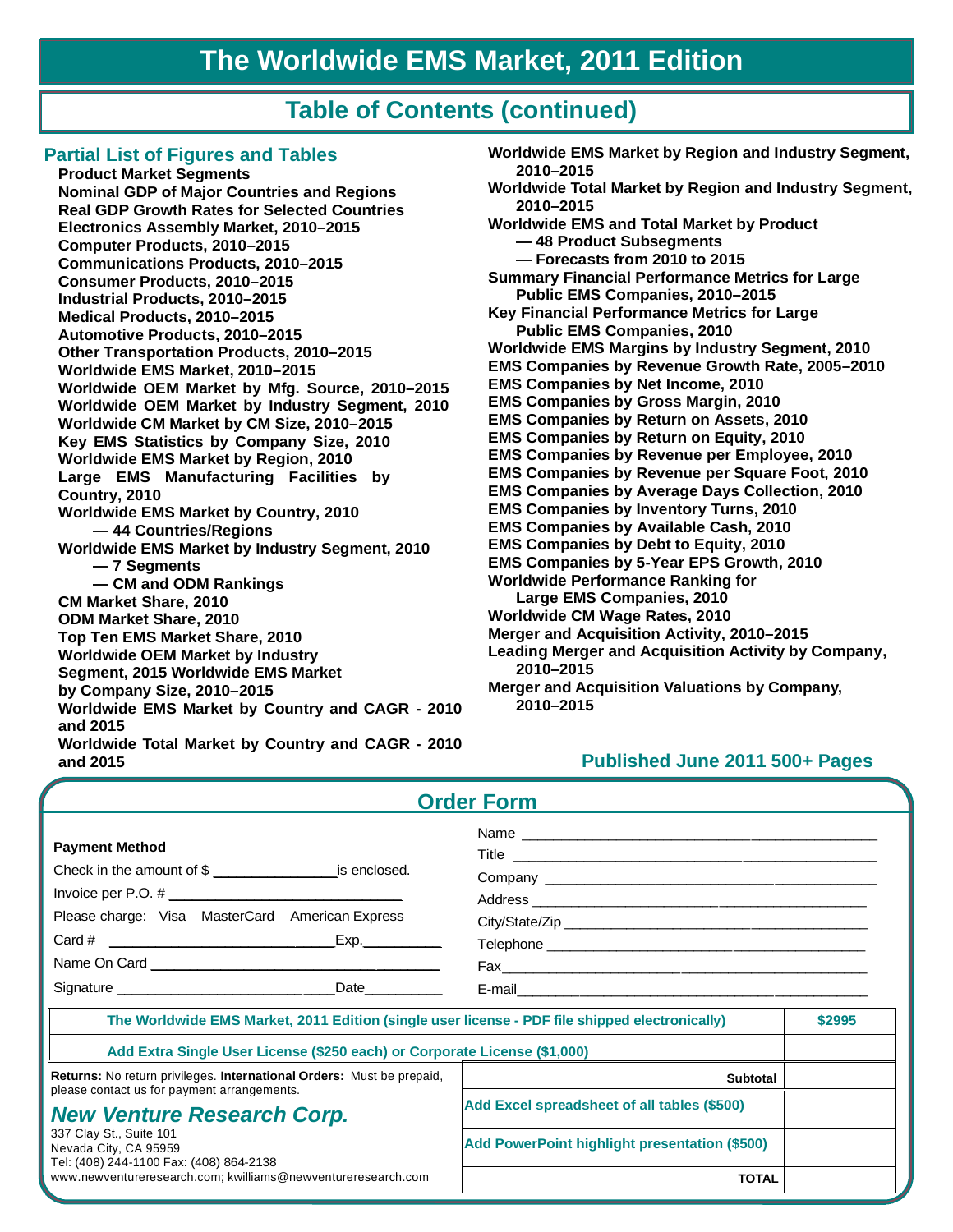# The Worldwide EMS Market, 2011 Edition

## Table of Contents (continued)

### Partial List of Figures and Tables

**Product Market Segments**
**Nominal GDP of Major Countries and Regions**
**Real GDP Growth Rates for Selected Countries**
**Electronics Assembly Market, 2010–2015**
**Computer Products, 2010–2015**
**Communications Products, 2010–2015**
**Consumer Products, 2010–2015**
**Industrial Products, 2010–2015**
**Medical Products, 2010–2015**
**Automotive Products, 2010–2015**
**Other Transportation Products, 2010–2015**
**Worldwide EMS Market, 2010–2015**
**Worldwide OEM Market by Mfg. Source, 2010–2015**
**Worldwide OEM Market by Industry Segment, 2010**
**Worldwide CM Market by CM Size, 2010–2015**
**Key EMS Statistics by Company Size, 2010**
**Worldwide EMS Market by Region, 2010**
**Large EMS Manufacturing Facilities by Country, 2010**
**Worldwide EMS Market by Country, 2010**
**— 44 Countries/Regions**
**Worldwide EMS Market by Industry Segment, 2010**
**— 7 Segments**
**— CM and ODM Rankings**
**CM Market Share, 2010**
**ODM Market Share, 2010**
**Top Ten EMS Market Share, 2010**
**Worldwide OEM Market by Industry Segment, 2015 Worldwide EMS Market by Company Size, 2010–2015**
**Worldwide EMS Market by Country and CAGR - 2010 and 2015**
**Worldwide Total Market by Country and CAGR - 2010 and 2015**
**Worldwide EMS Market by Region and Industry Segment, 2010–2015**
**Worldwide Total Market by Region and Industry Segment, 2010–2015**
**Worldwide EMS and Total Market by Product**
**— 48 Product Subsegments**
**— Forecasts from 2010 to 2015**
**Summary Financial Performance Metrics for Large Public EMS Companies, 2010–2015**
**Key Financial Performance Metrics for Large Public EMS Companies, 2010**
**Worldwide EMS Margins by Industry Segment, 2010**
**EMS Companies by Revenue Growth Rate, 2005–2010**
**EMS Companies by Net Income, 2010**
**EMS Companies by Gross Margin, 2010**
**EMS Companies by Return on Assets, 2010**
**EMS Companies by Return on Equity, 2010**
**EMS Companies by Revenue per Employee, 2010**
**EMS Companies by Revenue per Square Foot, 2010**
**EMS Companies by Average Days Collection, 2010**
**EMS Companies by Inventory Turns, 2010**
**EMS Companies by Available Cash, 2010**
**EMS Companies by Debt to Equity, 2010**
**EMS Companies by 5-Year EPS Growth, 2010**
**Worldwide Performance Ranking for Large EMS Companies, 2010**
**Worldwide CM Wage Rates, 2010**
**Merger and Acquisition Activity, 2010–2015**
**Leading Merger and Acquisition Activity by Company, 2010–2015**
**Merger and Acquisition Valuations by Company, 2010–2015**

**Published June 2011 500+ Pages**

## Order Form

**Payment Method**

Check in the amount of $ ______________ is enclosed.

Invoice per P.O. # ____________________________

Please charge: Visa MasterCard American Express

Card # ___________________________ Exp. __________

Name On Card __________________________________

Signature _________________________ Date __________

Name ___________________________________________

Title ____________________________________________

Company ________________________________________

Address _________________________________________

City/State/Zip ____________________________________

Telephone _______________________________________

Fax _____________________________________________

E-mail ___________________________________________

| | |
|---|---|
| **The Worldwide EMS Market, 2011 Edition (single user license - PDF file shipped electronically)** | **$2995** |
| **Add Extra Single User License ($250 each) or Corporate License ($1,000)** | |
| **Subtotal** | |
| **Add Excel spreadsheet of all tables ($500)** | |
| **Add PowerPoint highlight presentation ($500)** | |
| **TOTAL** | |

**Returns:** No return privileges. **International Orders:** Must be prepaid, please contact us for payment arrangements.

***New Venture Research Corp.***

337 Clay St., Suite 101
Nevada City, CA 95959
Tel: (408) 244-1100 Fax: (408) 864-2138
www.newventureresearch.com; kwilliams@newventureresearch.com